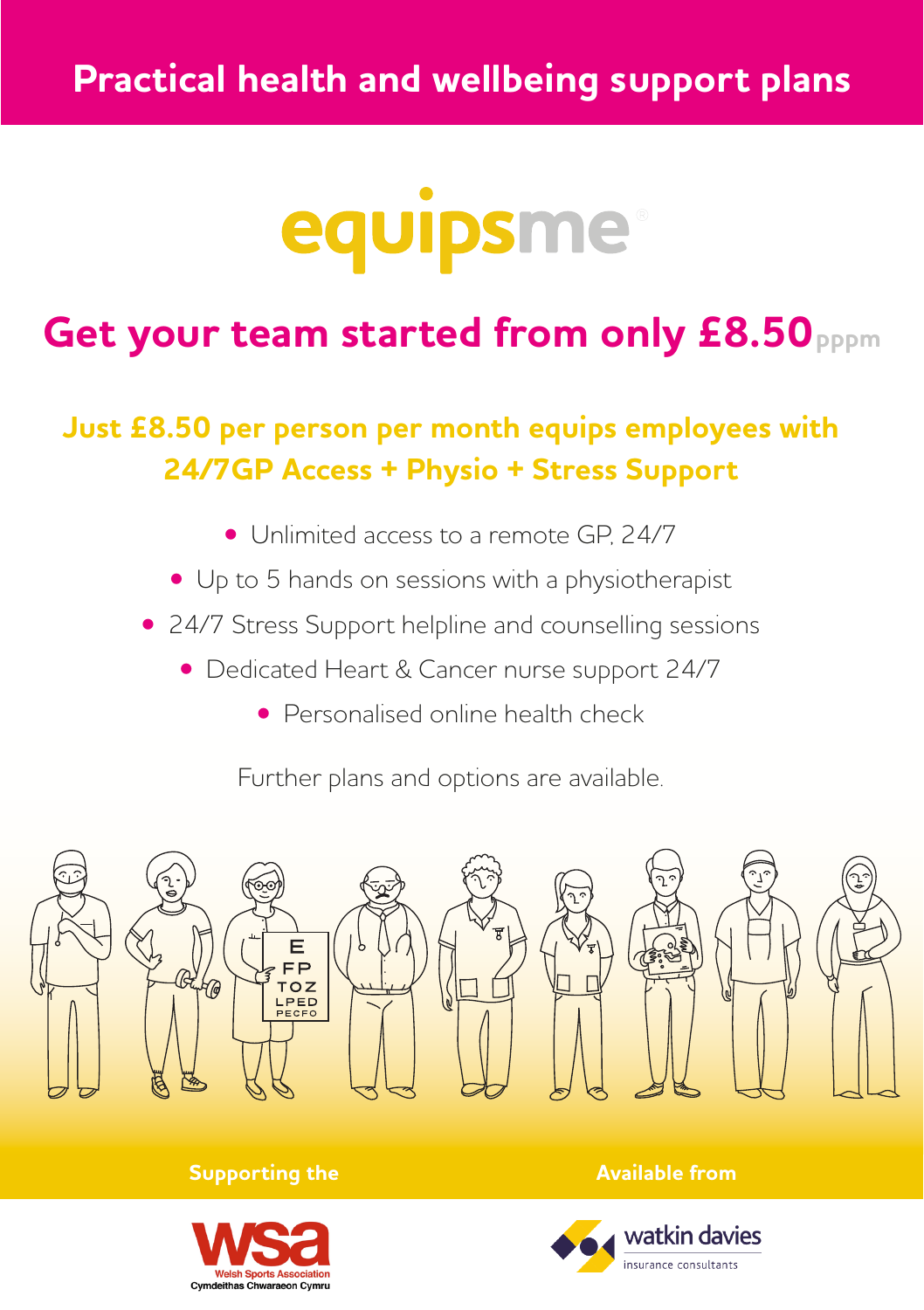# Practical health and wellbeing support plans

equipsme®

## Get your team started from only £8.50 pppm

### Just £8.50 per person per month equips employees with 24/7GP Access + Physio + Stress Support

- Unlimited access to a remote GP, 24/7
- Up to 5 hands on sessions with a physiotherapist
- 24/7 Stress Support helpline and counselling sessions
- Dedicated Heart & Cancer nurse support 24/7
- Personalised online health check

Further plans and options are available.

**Supporting the**

wsa Welsh Sports Association Cymdeithas Chwaraeon Cymru

**Available from**

watkin davies insurance consultants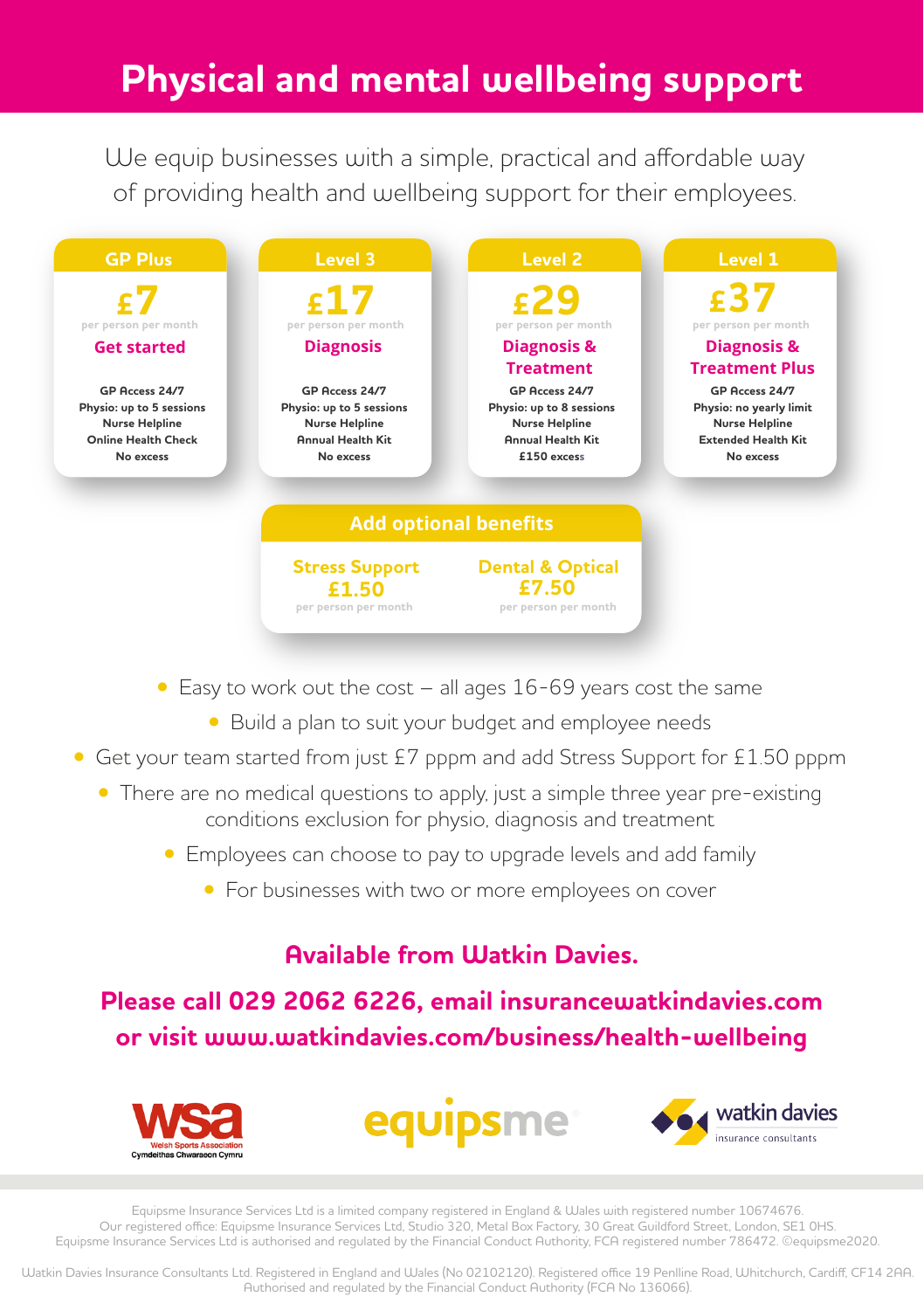# Physical and mental wellbeing support

We equip businesses with a simple, practical and affordable way of providing health and wellbeing support for their employees.

| GP Plus | Level 3 | Level 2 | Level 1 |
| --- | --- | --- | --- |
| £7 per person per month | £17 per person per month | £29 per person per month | £37 per person per month |
| **Get started** | **Diagnosis** | **Diagnosis & Treatment** | **Diagnosis & Treatment Plus** |
| GP Access 24/7 | GP Access 24/7 | GP Access 24/7 | GP Access 24/7 |
| Physio: up to 5 sessions | Physio: up to 5 sessions | Physio: up to 8 sessions | Physio: no yearly limit |
| Nurse Helpline | Nurse Helpline | Nurse Helpline | Nurse Helpline |
| Online Health Check | Annual Health Kit | Annual Health Kit | Extended Health Kit |
| No excess | No excess | £150 excess | No excess |

## Add optional benefits

| Stress Support | Dental & Optical |
| --- | --- |
| £1.50 per person per month | £7.50 per person per month |

- Easy to work out the cost – all ages 16-69 years cost the same
- Build a plan to suit your budget and employee needs
- Get your team started from just £7 pppm and add Stress Support for £1.50 pppm
- There are no medical questions to apply, just a simple three year pre-existing conditions exclusion for physio, diagnosis and treatment
- Employees can choose to pay to upgrade levels and add family
- For businesses with two or more employees on cover

**Available from Watkin Davies.**

**Please call 029 2062 6226, email insurancewatkindavies.com or visit www.watkindavies.com/business/health-wellbeing**

wsa Welsh Sports Association Cymdeithas Chwaraeon Cymru

equipsme

watkin davies insurance consultants

Equipsme Insurance Services Ltd is a limited company registered in England & Wales with registered number 10674676. Our registered office: Equipsme Insurance Services Ltd, Studio 320, Metal Box Factory, 30 Great Guildford Street, London, SE1 0HS. Equipsme Insurance Services Ltd is authorised and regulated by the Financial Conduct Authority, FCA registered number 786472. ©equipsme2020.

Watkin Davies Insurance Consultants Ltd. Registered in England and Wales (No 02102120). Registered office 19 Penlline Road, Whitchurch, Cardiff, CF14 2AA. Authorised and regulated by the Financial Conduct Authority (FCA No 136066).